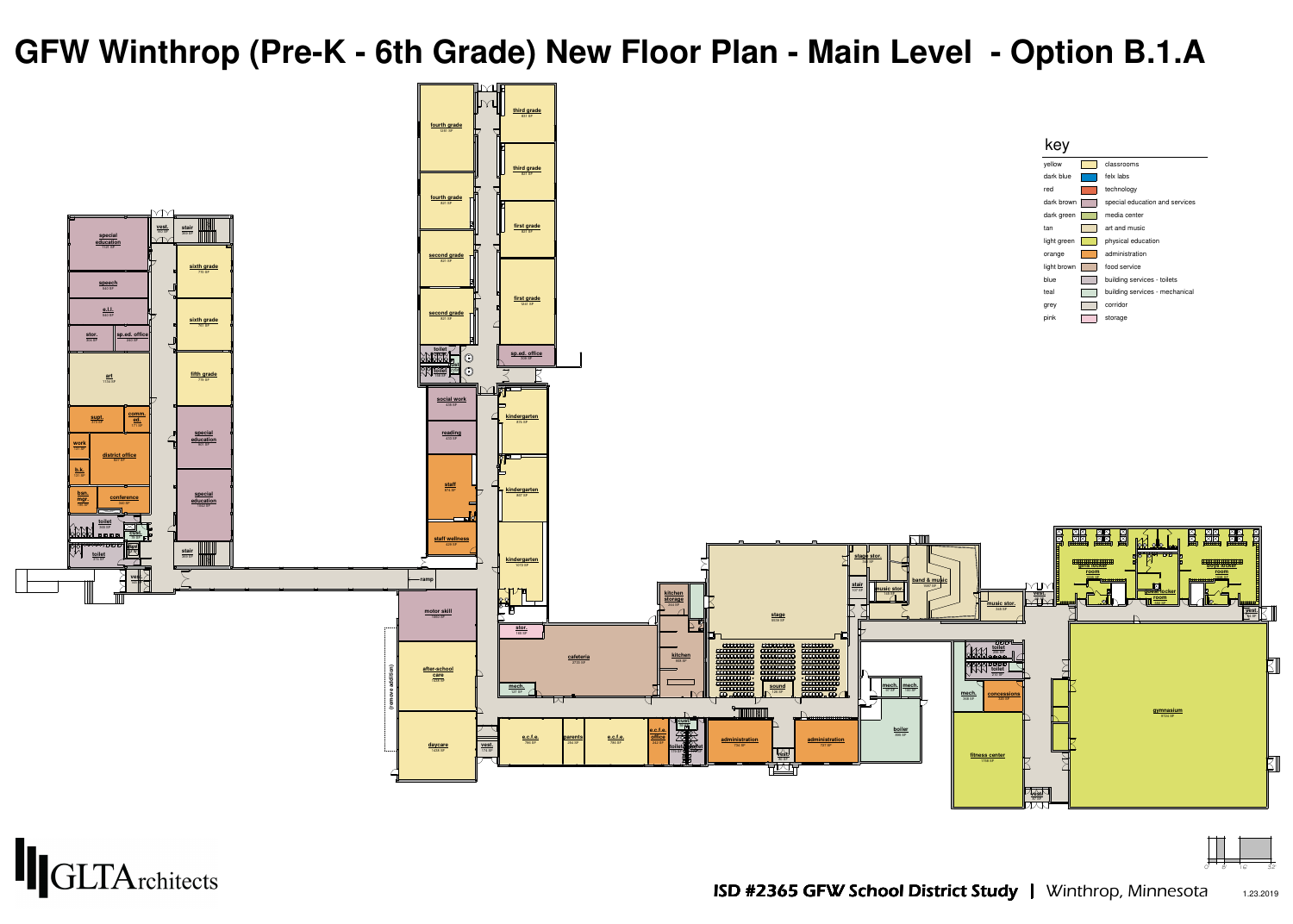# GFW Winthrop (Pre-K - 6th Grade) New Floor Plan - Main Level - Option B.1.A

## key

| color | use |
|---|---|
| yellow | classrooms |
| dark blue | fetx labs |
| red | technology |
| dark brown | special education and services |
| dark green | media center |
| tan | art and music |
| light green | physical education |
| orange | administration |
| light brown | food service |
| blue | building services - toilets |
| teal | building services - mechanical |
| grey | corridor |
| pink | storage |

special education, vest., stair, speech, sixth grade, e.l.l., sixth grade, stor., sp.ed. office, art, fifth grade, supt., comm. ed., work, district office, special education, b.k., special education, bsn. mgr., conference, toilet, toilet, stair, vest.

fourth grade, third grade, fourth grade, third grade, first grade, second grade, second grade, first grade, toilet, sp.ed. office, social work, kindergarten, reading, staff, kindergarten, staff wellness, kindergarten, ramp, motor skill, stor., after-school care, (remove addition), cafeteria, mech., daycare, vest., e.c.f.e., parents, e.c.f.e., e.c.f.e. office, toilet, kitchen storage, kitchen, stage, sound, administration, vest., administration, stage stor., stair, music stor., band & music, music stor., vest., mech., mech., boiler, toilet, toilet, mech., concessions, fitness center, vest., girls locker room, boys locker room, gymnasium, vest.

GLTArchitects

ISD #2365 GFW School District Study | Winthrop, Minnesota

1.23.2019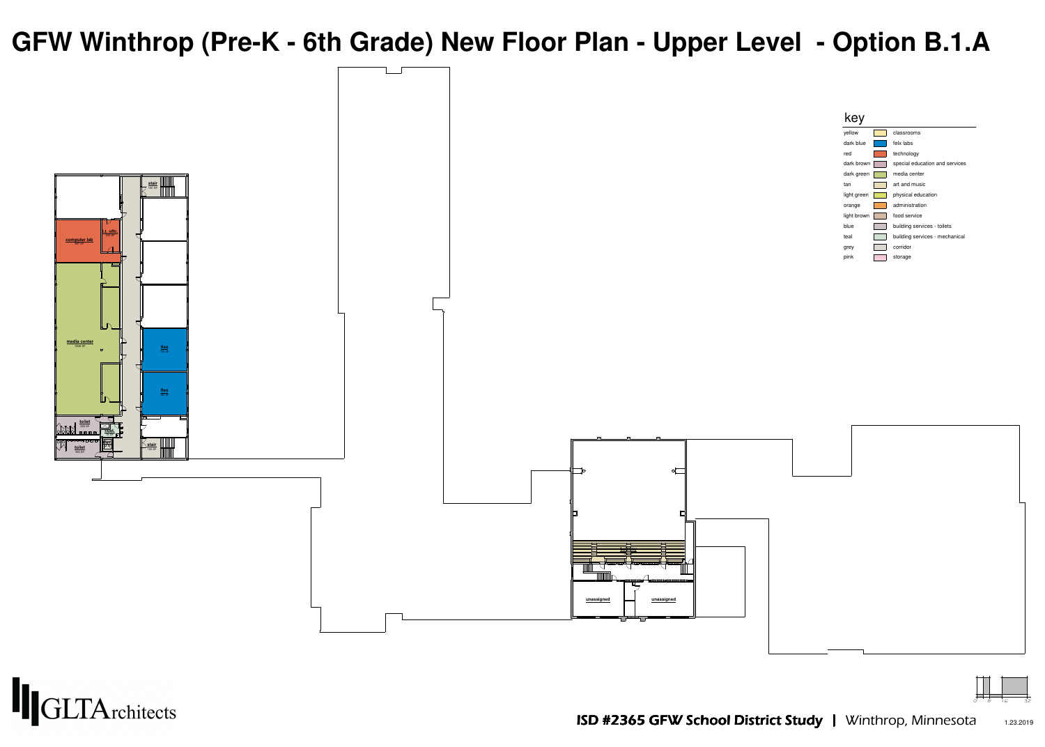# GFW Winthrop (Pre-K - 6th Grade) New Floor Plan - Upper Level - Option B.1.A

**key**

| | | |
|---|---|---|
| yellow | | classrooms |
| dark blue | | felx labs |
| red | | technology |
| dark brown | | special education and services |
| dark green | | media center |
| tan | | art and music |
| light green | | physical education |
| orange | | administration |
| light brown | | food service |
| blue | | building services - toilets |
| teal | | building services - mechanical |
| grey | | corridor |
| pink | | storage |

stair

lt. offc.

computer lab

media center

flex

flex

toilet

toilet

stair

unassigned

unassigned

0 8 16 32

GLTArchitects

ISD #2365 GFW School District Study | Winthrop, Minnesota

1.23.2019